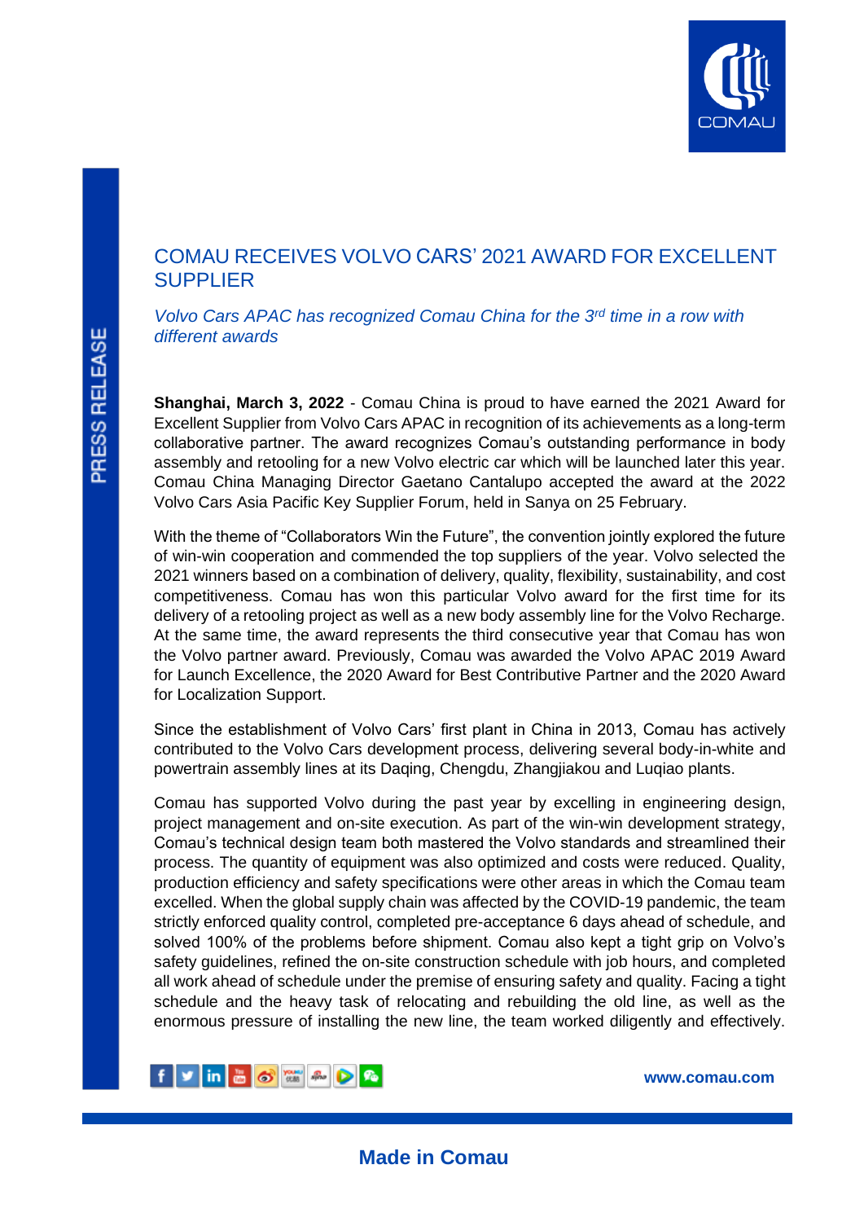# COMAU RECEIVES VOLVO CARS' 2021 AWARD FOR EXCELLENT SUPPLIER

*Volvo Cars APAC has recognized Comau China for the 3rd time in a row with different awards*

**Shanghai, March 3, 2022** - Comau China is proud to have earned the 2021 Award for Excellent Supplier from Volvo Cars APAC in recognition of its achievements as a long-term collaborative partner. The award recognizes Comau's outstanding performance in body assembly and retooling for a new Volvo electric car which will be launched later this year. Comau China Managing Director Gaetano Cantalupo accepted the award at the 2022 Volvo Cars Asia Pacific Key Supplier Forum, held in Sanya on 25 February.

With the theme of "Collaborators Win the Future", the convention jointly explored the future of win-win cooperation and commended the top suppliers of the year. Volvo selected the 2021 winners based on a combination of delivery, quality, flexibility, sustainability, and cost competitiveness. Comau has won this particular Volvo award for the first time for its delivery of a retooling project as well as a new body assembly line for the Volvo Recharge. At the same time, the award represents the third consecutive year that Comau has won the Volvo partner award. Previously, Comau was awarded the Volvo APAC 2019 Award for Launch Excellence, the 2020 Award for Best Contributive Partner and the 2020 Award for Localization Support.

Since the establishment of Volvo Cars' first plant in China in 2013, Comau has actively contributed to the Volvo Cars development process, delivering several body-in-white and powertrain assembly lines at its Daqing, Chengdu, Zhangjiakou and Luqiao plants.

Comau has supported Volvo during the past year by excelling in engineering design, project management and on-site execution. As part of the win-win development strategy, Comau's technical design team both mastered the Volvo standards and streamlined their process. The quantity of equipment was also optimized and costs were reduced. Quality, production efficiency and safety specifications were other areas in which the Comau team excelled. When the global supply chain was affected by the COVID-19 pandemic, the team strictly enforced quality control, completed pre-acceptance 6 days ahead of schedule, and solved 100% of the problems before shipment. Comau also kept a tight grip on Volvo's safety guidelines, refined the on-site construction schedule with job hours, and completed all work ahead of schedule under the premise of ensuring safety and quality. Facing a tight schedule and the heavy task of relocating and rebuilding the old line, as well as the enormous pressure of installing the new line, the team worked diligently and effectively.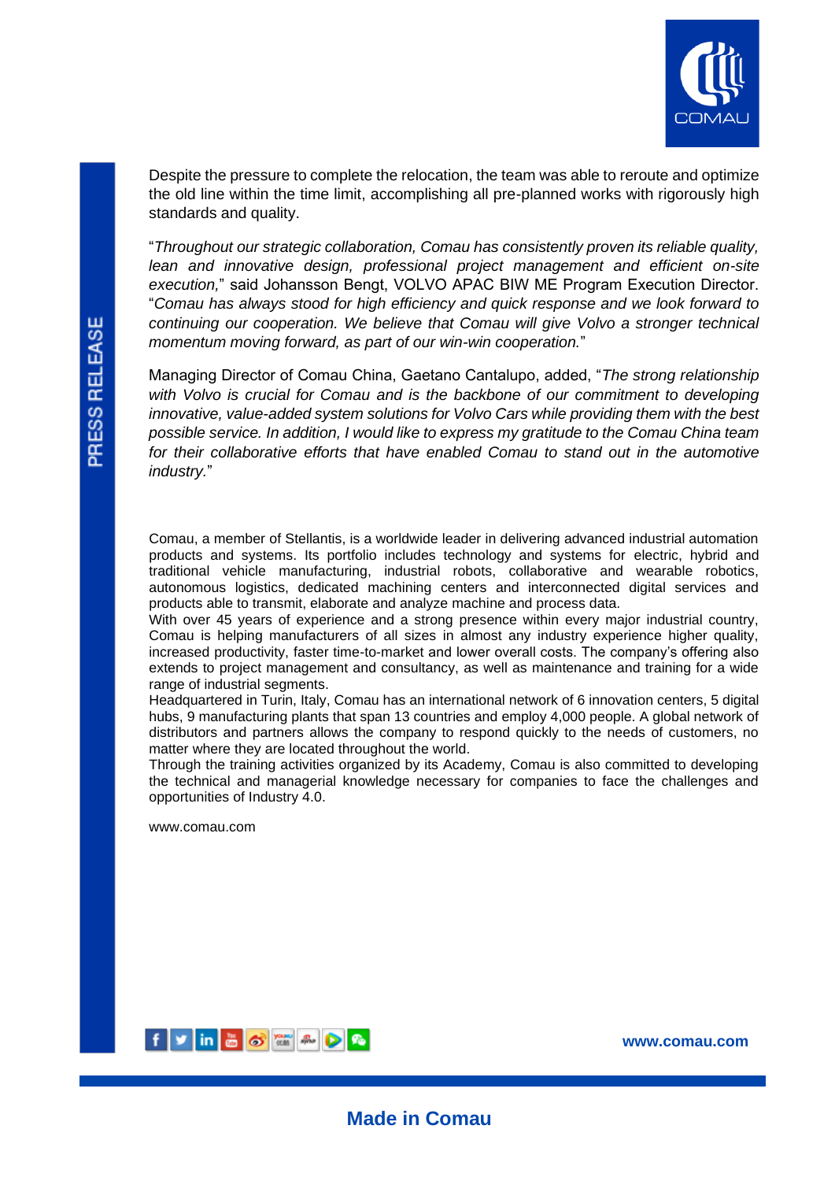Despite the pressure to complete the relocation, the team was able to reroute and optimize the old line within the time limit, accomplishing all pre-planned works with rigorously high standards and quality.

"*Throughout our strategic collaboration, Comau has consistently proven its reliable quality, lean and innovative design, professional project management and efficient on-site execution,*" said Johansson Bengt, VOLVO APAC BIW ME Program Execution Director. "*Comau has always stood for high efficiency and quick response and we look forward to continuing our cooperation. We believe that Comau will give Volvo a stronger technical momentum moving forward, as part of our win-win cooperation.*"

Managing Director of Comau China, Gaetano Cantalupo, added, "*The strong relationship with Volvo is crucial for Comau and is the backbone of our commitment to developing innovative, value-added system solutions for Volvo Cars while providing them with the best possible service. In addition, I would like to express my gratitude to the Comau China team for their collaborative efforts that have enabled Comau to stand out in the automotive industry.*"

Comau, a member of Stellantis, is a worldwide leader in delivering advanced industrial automation products and systems. Its portfolio includes technology and systems for electric, hybrid and traditional vehicle manufacturing, industrial robots, collaborative and wearable robotics, autonomous logistics, dedicated machining centers and interconnected digital services and products able to transmit, elaborate and analyze machine and process data.
With over 45 years of experience and a strong presence within every major industrial country, Comau is helping manufacturers of all sizes in almost any industry experience higher quality, increased productivity, faster time-to-market and lower overall costs. The company's offering also extends to project management and consultancy, as well as maintenance and training for a wide range of industrial segments.
Headquartered in Turin, Italy, Comau has an international network of 6 innovation centers, 5 digital hubs, 9 manufacturing plants that span 13 countries and employ 4,000 people. A global network of distributors and partners allows the company to respond quickly to the needs of customers, no matter where they are located throughout the world.
Through the training activities organized by its Academy, Comau is also committed to developing the technical and managerial knowledge necessary for companies to face the challenges and opportunities of Industry 4.0.

www.comau.com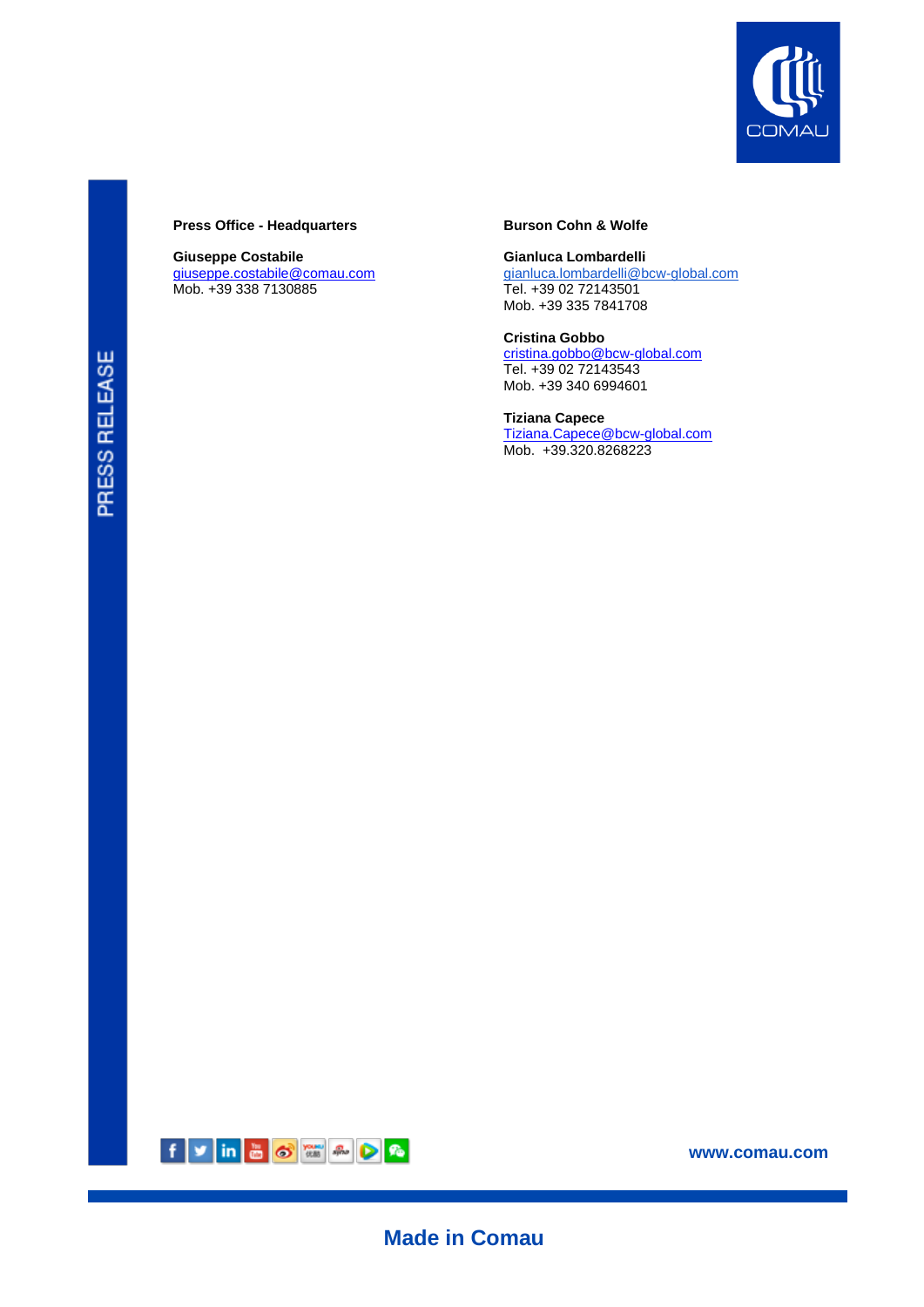**Press Office - Headquarters**

**Giuseppe Costabile**
giuseppe.costabile@comau.com
Mob. +39 338 7130885

**Burson Cohn & Wolfe**

**Gianluca Lombardelli**
gianluca.lombardelli@bcw-global.com
Tel. +39 02 72143501
Mob. +39 335 7841708

**Cristina Gobbo**
cristina.gobbo@bcw-global.com
Tel. +39 02 72143543
Mob. +39 340 6994601

**Tiziana Capece**
Tiziana.Capece@bcw-global.com
Mob. +39.320.8268223

**www.comau.com**

**Made in Comau**